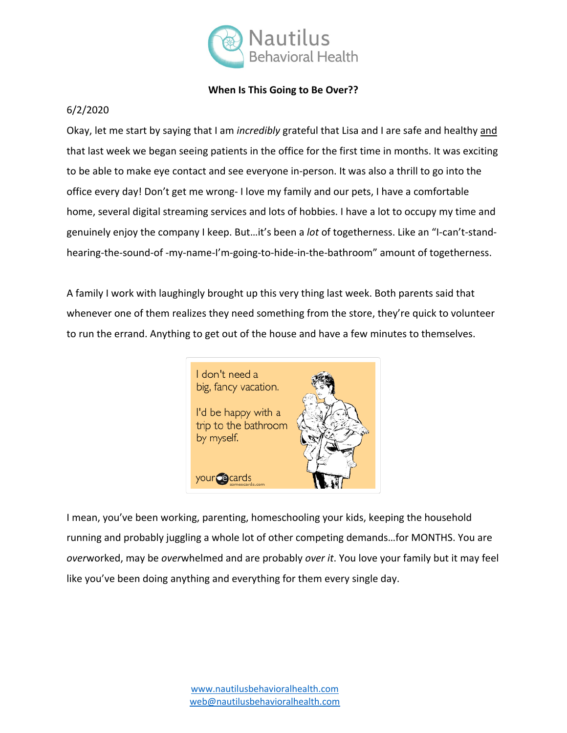**When Is This Going to Be Over??**

6/2/2020

Okay, let me start by saying that I am *incredibly* grateful that Lisa and I are safe and healthy and that last week we began seeing patients in the office for the first time in months. It was exciting to be able to make eye contact and see everyone in-person. It was also a thrill to go into the office every day! Don't get me wrong- I love my family and our pets, I have a comfortable home, several digital streaming services and lots of hobbies. I have a lot to occupy my time and genuinely enjoy the company I keep. But…it's been a *lot* of togetherness. Like an "I-can't-stand-hearing-the-sound-of -my-name-I'm-going-to-hide-in-the-bathroom" amount of togetherness.

A family I work with laughingly brought up this very thing last week. Both parents said that whenever one of them realizes they need something from the store, they're quick to volunteer to run the errand. Anything to get out of the house and have a few minutes to themselves.

I mean, you've been working, parenting, homeschooling your kids, keeping the household running and probably juggling a whole lot of other competing demands…for MONTHS. You are *over*worked, may be *over*whelmed and are probably *over it*. You love your family but it may feel like you've been doing anything and everything for them every single day.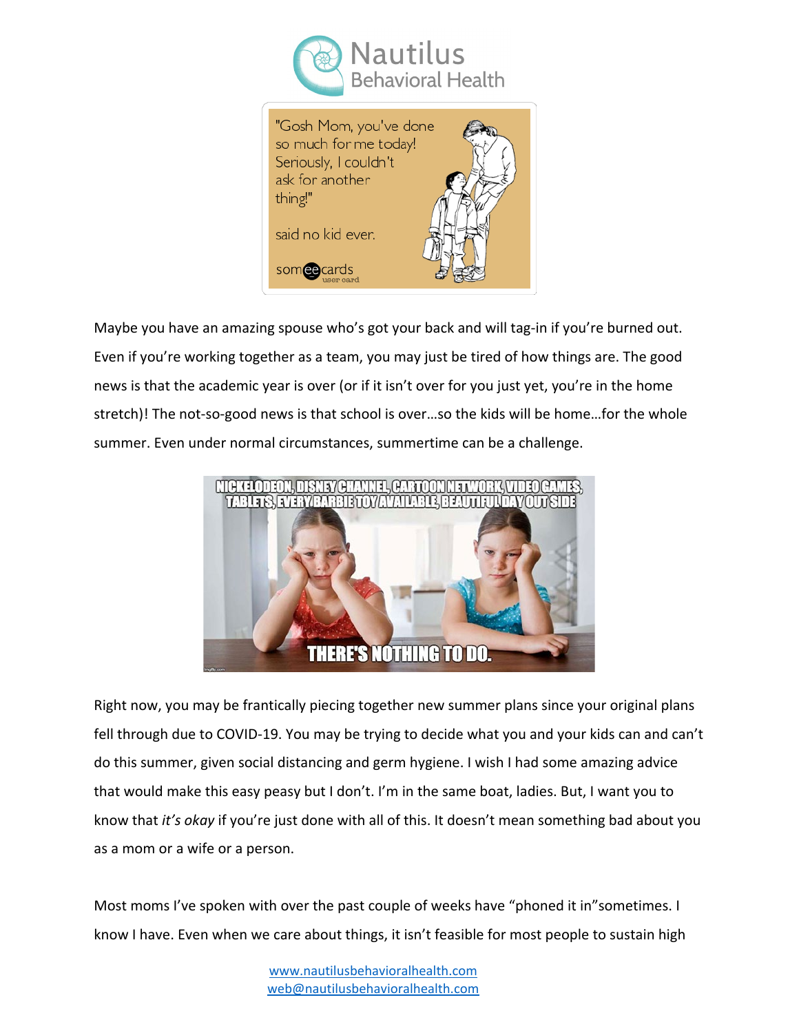Maybe you have an amazing spouse who's got your back and will tag-in if you're burned out. Even if you're working together as a team, you may just be tired of how things are. The good news is that the academic year is over (or if it isn't over for you just yet, you're in the home stretch)! The not-so-good news is that school is over…so the kids will be home…for the whole summer. Even under normal circumstances, summertime can be a challenge.

Right now, you may be frantically piecing together new summer plans since your original plans fell through due to COVID-19. You may be trying to decide what you and your kids can and can't do this summer, given social distancing and germ hygiene. I wish I had some amazing advice that would make this easy peasy but I don't. I'm in the same boat, ladies. But, I want you to know that *it's okay* if you're just done with all of this. It doesn't mean something bad about you as a mom or a wife or a person.

Most moms I've spoken with over the past couple of weeks have "phoned it in"sometimes. I know I have. Even when we care about things, it isn't feasible for most people to sustain high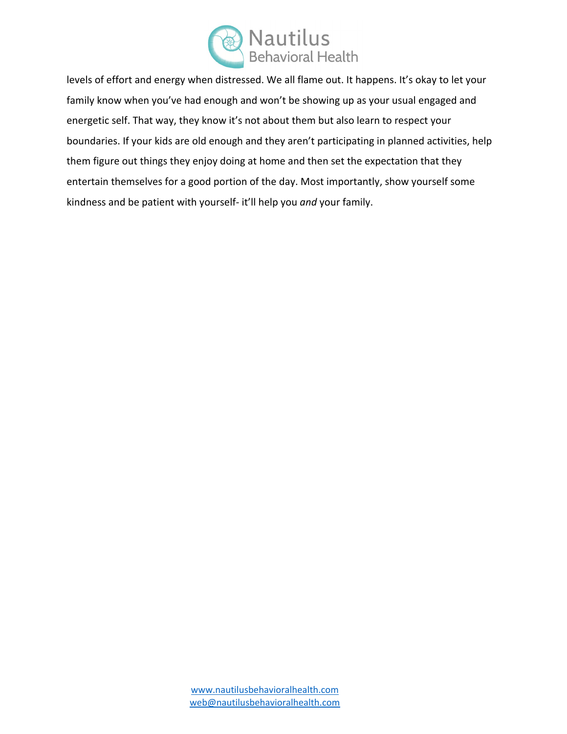levels of effort and energy when distressed. We all flame out. It happens. It's okay to let your family know when you've had enough and won't be showing up as your usual engaged and energetic self. That way, they know it's not about them but also learn to respect your boundaries. If your kids are old enough and they aren't participating in planned activities, help them figure out things they enjoy doing at home and then set the expectation that they entertain themselves for a good portion of the day. Most importantly, show yourself some kindness and be patient with yourself- it'll help you *and* your family.